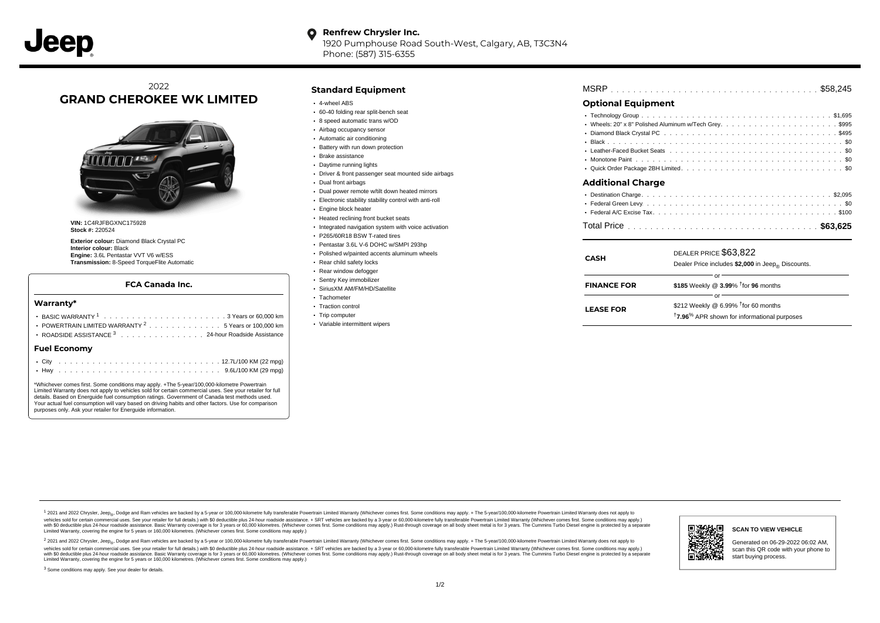**Renfrew Chrysler Inc.**
1920 Pumphouse Road South-West, Calgary, AB, T3C3N4
Phone: (587) 315-6355

2022
# GRAND CHEROKEE WK LIMITED

**VIN:** 1C4RJFBGXNC175928
**Stock #:** 220524

**Exterior colour:** Diamond Black Crystal PC
**Interior colour:** Black
**Engine:** 3.6L Pentastar VVT V6 w/ESS
**Transmission:** 8-Speed TorqueFlite Automatic

### FCA Canada Inc.

#### Warranty*

- BASIC WARRANTY [1] . . . . . . . . . . . 3 Years or 60,000 km
- POWERTRAIN LIMITED WARRANTY [2] . . . . . . . 5 Years or 100,000 km
- ROADSIDE ASSISTANCE [3] . . . . . . . . 24-hour Roadside Assistance

#### Fuel Economy

- City . . . . . . . . . . . . . . . 12.7L/100 KM (22 mpg)
- Hwy . . . . . . . . . . . . . . . 9.6L/100 KM (29 mpg)

*Whichever comes first. Some conditions may apply. +The 5-year/100,000-kilometre Powertrain Limited Warranty does not apply to vehicles sold for certain commercial uses. See your retailer for full details. Based on Energuide fuel consumption ratings. Government of Canada test methods used. Your actual fuel consumption will vary based on driving habits and other factors. Use for comparison purposes only. Ask your retailer for Energuide information.

## Standard Equipment

- 4-wheel ABS
- 60-40 folding rear split-bench seat
- 8 speed automatic trans w/OD
- Airbag occupancy sensor
- Automatic air conditioning
- Battery with run down protection
- Brake assistance
- Daytime running lights
- Driver & front passenger seat mounted side airbags
- Dual front airbags
- Dual power remote w/tilt down heated mirrors
- Electronic stability stability control with anti-roll
- Engine block heater
- Heated reclining front bucket seats
- Integrated navigation system with voice activation
- P265/60R18 BSW T-rated tires
- Pentastar 3.6L V-6 DOHC w/SMPI 293hp
- Polished w/painted accents aluminum wheels
- Rear child safety locks
- Rear window defogger
- Sentry Key immobilizer
- SiriusXM AM/FM/HD/Satellite
- Tachometer
- Traction control
- Trip computer
- Variable intermittent wipers

MSRP . . . . . . . . . . . . . . . . . . . . $58,245

## Optional Equipment

- Technology Group . . . . . . . . . . . . . . . . $1,695
- Wheels: 20" x 8" Polished Aluminum w/Tech Grey. . . . . . . . . $995
- Diamond Black Crystal PC . . . . . . . . . . . . . $495
- Black . . . . . . . . . . . . . . . . . . . . $0
- Leather-Faced Bucket Seats . . . . . . . . . . . . $0
- Monotone Paint . . . . . . . . . . . . . . . . . $0
- Quick Order Package 2BH Limited. . . . . . . . . . . $0

## Additional Charge

- Destination Charge. . . . . . . . . . . . . . . . $2,095
- Federal Green Levy. . . . . . . . . . . . . . . . $0
- Federal A/C Excise Tax. . . . . . . . . . . . . . $100

Total Price . . . . . . . . . . . . . . . . . . **$63,625**

| | |
|---|---|
| **CASH** | DEALER PRICE $63,822<br>Dealer Price includes **$2,000** in Jeep® Discounts. |
| | or |
| **FINANCE FOR** | **$185** Weekly @ **3.99**% †for **96** months |
| | or |
| **LEASE FOR** | $212 Weekly @ 6.99% †for 60 months<br>†**7.96**% APR shown for informational purposes |

[1] 2021 and 2022 Chrysler, Jeep®, Dodge and Ram vehicles are backed by a 5-year or 100,000-kilometre fully transferable Powertrain Limited Warranty (Whichever comes first. Some conditions may apply. + The 5-year/100,000-kilometre Powertrain Limited Warranty does not apply to vehicles sold for certain commercial uses. See your retailer for full details.) with $0 deductible plus 24-hour roadside assistance. + SRT vehicles are backed by a 3-year or 60,000-kilometre fully transferable Powertrain Limited Warranty (Whichever comes first. Some conditions may apply.) with $0 deductible plus 24-hour roadside assistance. Basic Warranty coverage is for 3 years or 60,000 kilometres. (Whichever comes first. Some conditions may apply.) Rust-through coverage on all body sheet metal is for 3 years. The Cummins Turbo Diesel engine is protected by a separate Limited Warranty, covering the engine for 5 years or 160,000 kilometres. (Whichever comes first. Some conditions may apply.)

[2] 2021 and 2022 Chrysler, Jeep®, Dodge and Ram vehicles are backed by a 5-year or 100,000-kilometre fully transferable Powertrain Limited Warranty (Whichever comes first. Some conditions may apply. + The 5-year/100,000-kilometre Powertrain Limited Warranty does not apply to vehicles sold for certain commercial uses. See your retailer for full details.) with $0 deductible plus 24-hour roadside assistance. + SRT vehicles are backed by a 3-year or 60,000-kilometre fully transferable Powertrain Limited Warranty (Whichever comes first. Some conditions may apply.) with $0 deductible plus 24-hour roadside assistance. Basic Warranty coverage is for 3 years or 60,000 kilometres. (Whichever comes first. Some conditions may apply.) Rust-through coverage on all body sheet metal is for 3 years. The Cummins Turbo Diesel engine is protected by a separate Limited Warranty, covering the engine for 5 years or 160,000 kilometres. (Whichever comes first. Some conditions may apply.)

[3] Some conditions may apply. See your dealer for details.

**SCAN TO VIEW VEHICLE**

Generated on 06-29-2022 06:02 AM, scan this QR code with your phone to start buying process.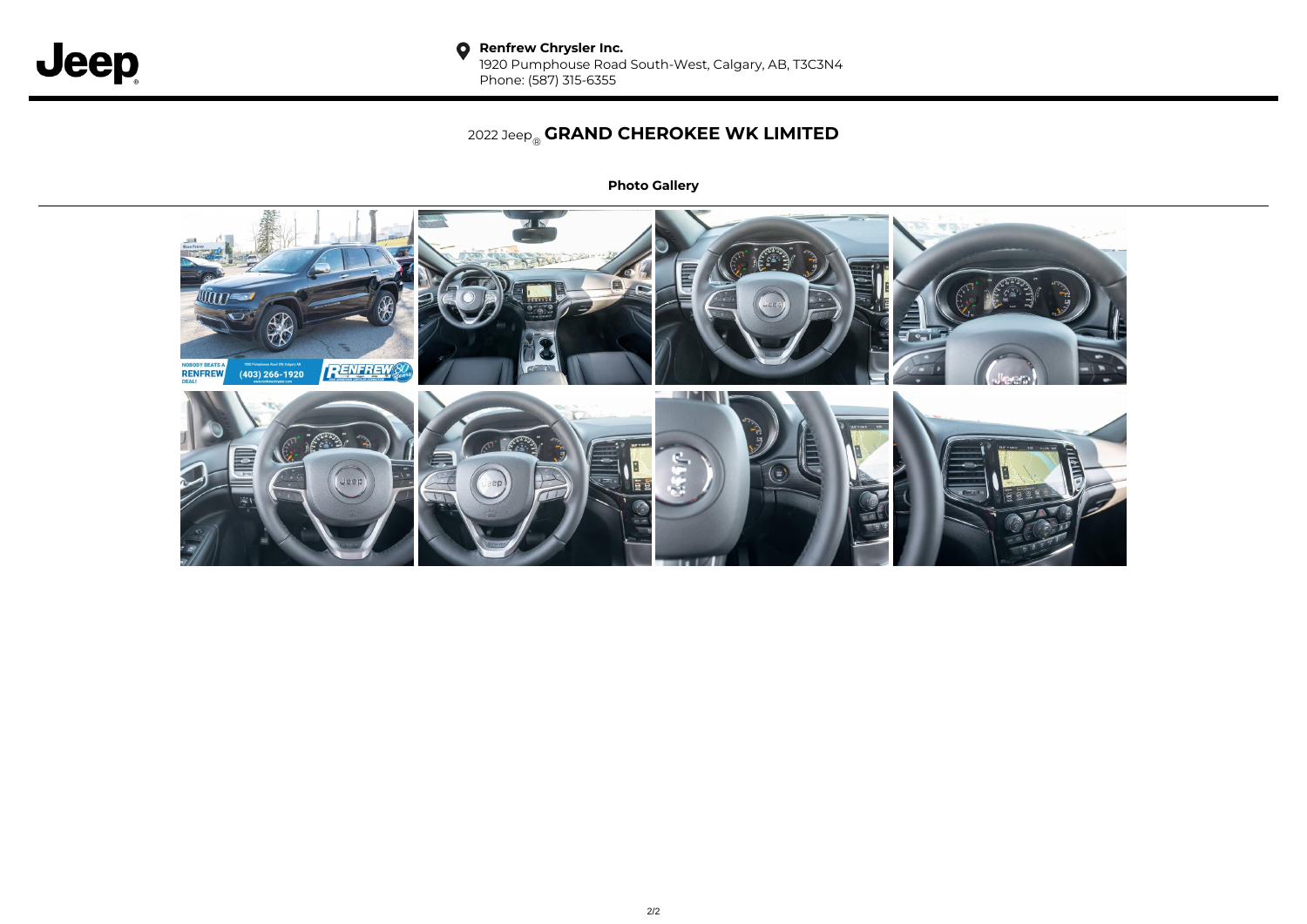**Renfrew Chrysler Inc.**
1920 Pumphouse Road South-West, Calgary, AB, T3C3N4
Phone: (587) 315-6355

# 2022 Jeep® GRAND CHEROKEE WK LIMITED

## Photo Gallery